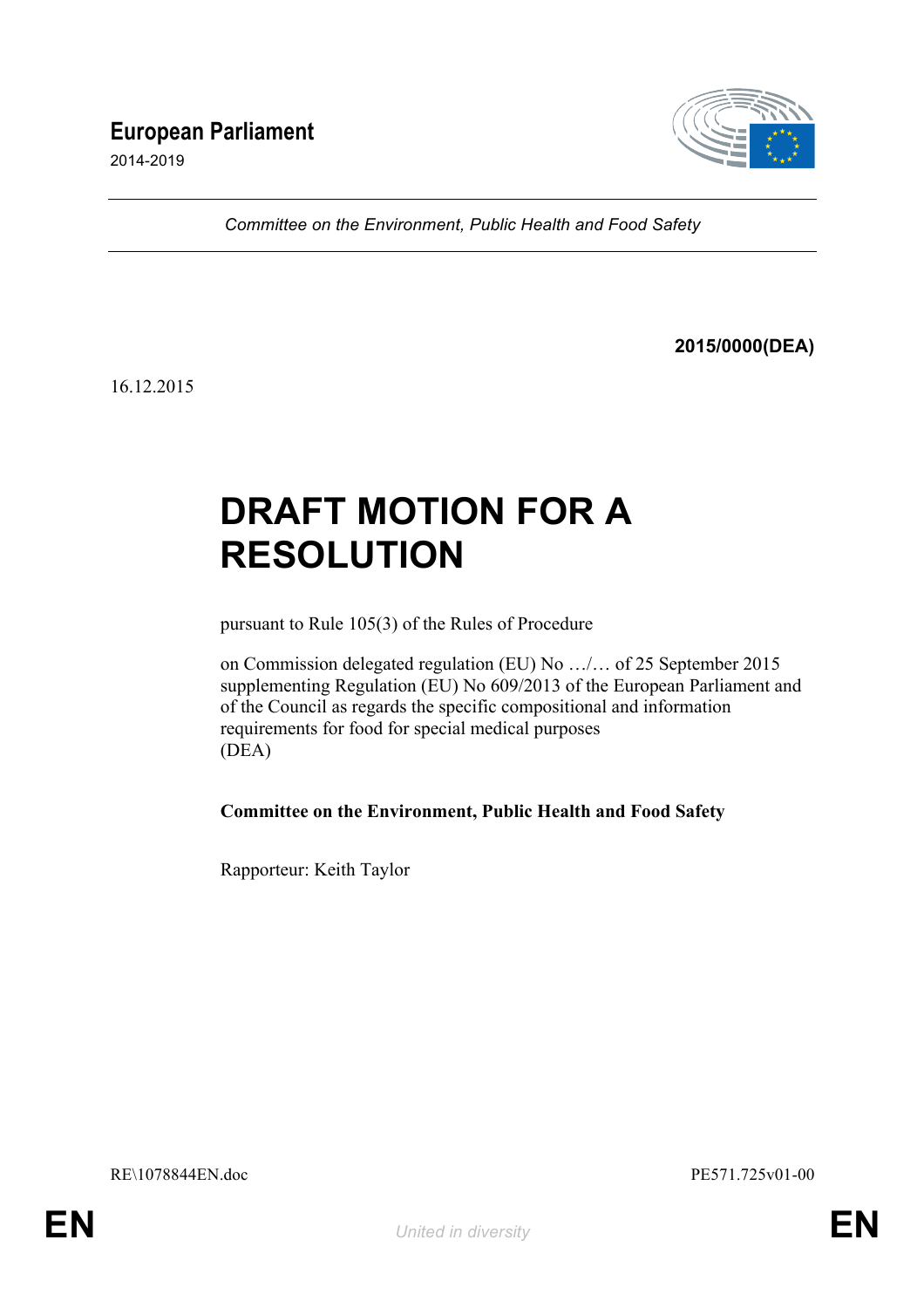**European Parliament**

2014-2019

*Committee on the Environment, Public Health and Food Safety*

**2015/0000(DEA)**

16.12.2015

# DRAFT MOTION FOR A RESOLUTION

pursuant to Rule 105(3) of the Rules of Procedure

on Commission delegated regulation (EU) No …/… of 25 September 2015 supplementing Regulation (EU) No 609/2013 of the European Parliament and of the Council as regards the specific compositional and information requirements for food for special medical purposes
(DEA)

**Committee on the Environment, Public Health and Food Safety**

Rapporteur: Keith Taylor

RE\1078844EN.doc PE571.725v01-00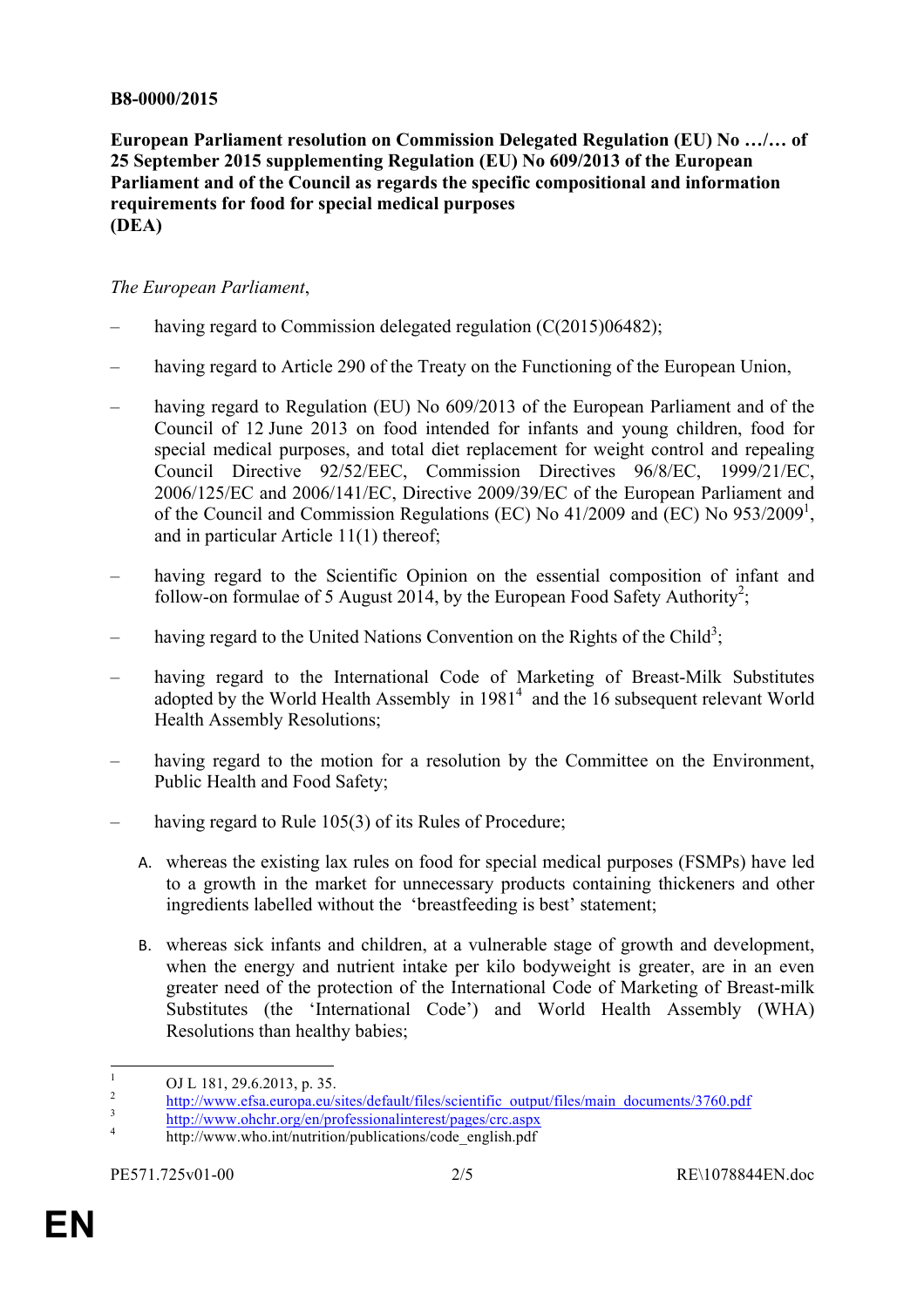**B8-0000/2015**

**European Parliament resolution on Commission Delegated Regulation (EU) No …/… of 25 September 2015 supplementing Regulation (EU) No 609/2013 of the European Parliament and of the Council as regards the specific compositional and information requirements for food for special medical purposes (DEA)**

*The European Parliament*,

– having regard to Commission delegated regulation (C(2015)06482);

– having regard to Article 290 of the Treaty on the Functioning of the European Union,

– having regard to Regulation (EU) No 609/2013 of the European Parliament and of the Council of 12 June 2013 on food intended for infants and young children, food for special medical purposes, and total diet replacement for weight control and repealing Council Directive 92/52/EEC, Commission Directives 96/8/EC, 1999/21/EC, 2006/125/EC and 2006/141/EC, Directive 2009/39/EC of the European Parliament and of the Council and Commission Regulations (EC) No 41/2009 and (EC) No 953/2009[1], and in particular Article 11(1) thereof;

– having regard to the Scientific Opinion on the essential composition of infant and follow-on formulae of 5 August 2014, by the European Food Safety Authority[2];

– having regard to the United Nations Convention on the Rights of the Child[3];

– having regard to the International Code of Marketing of Breast-Milk Substitutes adopted by the World Health Assembly in 1981[4] and the 16 subsequent relevant World Health Assembly Resolutions;

– having regard to the motion for a resolution by the Committee on the Environment, Public Health and Food Safety;

– having regard to Rule 105(3) of its Rules of Procedure;

A. whereas the existing lax rules on food for special medical purposes (FSMPs) have led to a growth in the market for unnecessary products containing thickeners and other ingredients labelled without the 'breastfeeding is best' statement;

B. whereas sick infants and children, at a vulnerable stage of growth and development, when the energy and nutrient intake per kilo bodyweight is greater, are in an even greater need of the protection of the International Code of Marketing of Breast-milk Substitutes (the 'International Code') and World Health Assembly (WHA) Resolutions than healthy babies;

---

[1] OJ L 181, 29.6.2013, p. 35.

[2] http://www.efsa.europa.eu/sites/default/files/scientific_output/files/main_documents/3760.pdf

[3] http://www.ohchr.org/en/professionalinterest/pages/crc.aspx

[4] http://www.who.int/nutrition/publications/code_english.pdf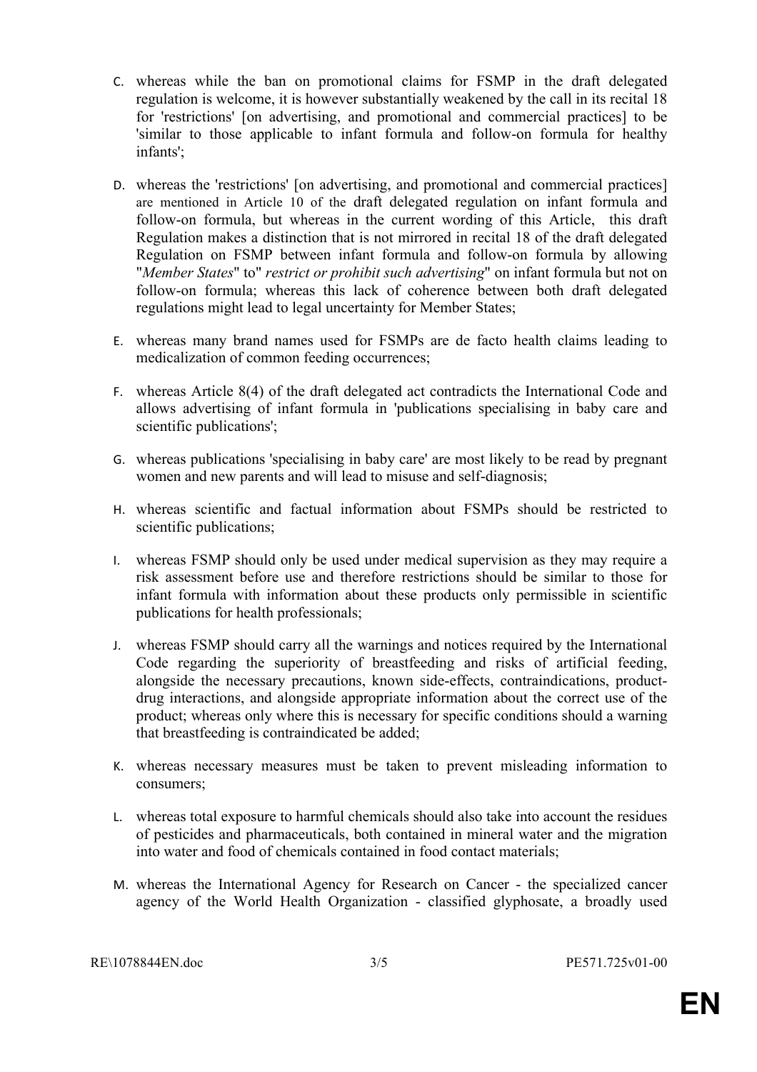C. whereas while the ban on promotional claims for FSMP in the draft delegated regulation is welcome, it is however substantially weakened by the call in its recital 18 for 'restrictions' [on advertising, and promotional and commercial practices] to be 'similar to those applicable to infant formula and follow-on formula for healthy infants';

D. whereas the 'restrictions' [on advertising, and promotional and commercial practices] are mentioned in Article 10 of the draft delegated regulation on infant formula and follow-on formula, but whereas in the current wording of this Article, this draft Regulation makes a distinction that is not mirrored in recital 18 of the draft delegated Regulation on FSMP between infant formula and follow-on formula by allowing "*Member States*" to" *restrict or prohibit such advertising*" on infant formula but not on follow-on formula; whereas this lack of coherence between both draft delegated regulations might lead to legal uncertainty for Member States;

E. whereas many brand names used for FSMPs are de facto health claims leading to medicalization of common feeding occurrences;

F. whereas Article 8(4) of the draft delegated act contradicts the International Code and allows advertising of infant formula in 'publications specialising in baby care and scientific publications';

G. whereas publications 'specialising in baby care' are most likely to be read by pregnant women and new parents and will lead to misuse and self-diagnosis;

H. whereas scientific and factual information about FSMPs should be restricted to scientific publications;

I. whereas FSMP should only be used under medical supervision as they may require a risk assessment before use and therefore restrictions should be similar to those for infant formula with information about these products only permissible in scientific publications for health professionals;

J. whereas FSMP should carry all the warnings and notices required by the International Code regarding the superiority of breastfeeding and risks of artificial feeding, alongside the necessary precautions, known side-effects, contraindications, product-drug interactions, and alongside appropriate information about the correct use of the product; whereas only where this is necessary for specific conditions should a warning that breastfeeding is contraindicated be added;

K. whereas necessary measures must be taken to prevent misleading information to consumers;

L. whereas total exposure to harmful chemicals should also take into account the residues of pesticides and pharmaceuticals, both contained in mineral water and the migration into water and food of chemicals contained in food contact materials;

M. whereas the International Agency for Research on Cancer - the specialized cancer agency of the World Health Organization - classified glyphosate, a broadly used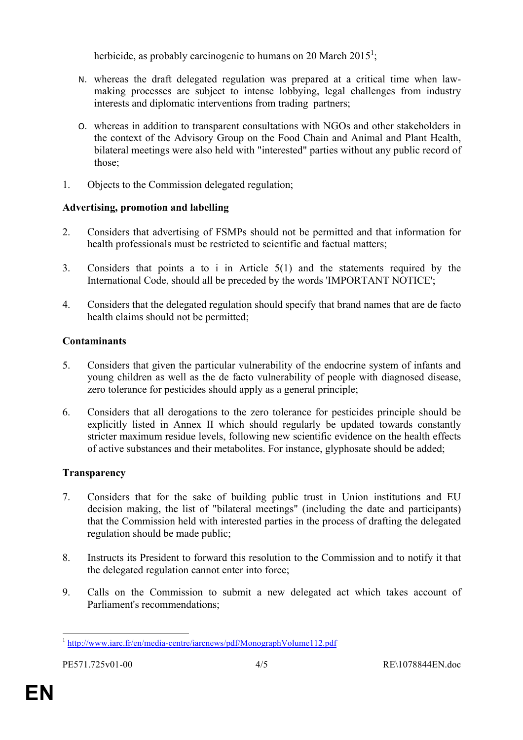herbicide, as probably carcinogenic to humans on 20 March 2015[1];

N. whereas the draft delegated regulation was prepared at a critical time when law-making processes are subject to intense lobbying, legal challenges from industry interests and diplomatic interventions from trading partners;

O. whereas in addition to transparent consultations with NGOs and other stakeholders in the context of the Advisory Group on the Food Chain and Animal and Plant Health, bilateral meetings were also held with "interested" parties without any public record of those;

1. Objects to the Commission delegated regulation;

**Advertising, promotion and labelling**

2. Considers that advertising of FSMPs should not be permitted and that information for health professionals must be restricted to scientific and factual matters;

3. Considers that points a to i in Article 5(1) and the statements required by the International Code, should all be preceded by the words 'IMPORTANT NOTICE';

4. Considers that the delegated regulation should specify that brand names that are de facto health claims should not be permitted;

**Contaminants**

5. Considers that given the particular vulnerability of the endocrine system of infants and young children as well as the de facto vulnerability of people with diagnosed disease, zero tolerance for pesticides should apply as a general principle;

6. Considers that all derogations to the zero tolerance for pesticides principle should be explicitly listed in Annex II which should regularly be updated towards constantly stricter maximum residue levels, following new scientific evidence on the health effects of active substances and their metabolites. For instance, glyphosate should be added;

**Transparency**

7. Considers that for the sake of building public trust in Union institutions and EU decision making, the list of "bilateral meetings" (including the date and participants) that the Commission held with interested parties in the process of drafting the delegated regulation should be made public;

8. Instructs its President to forward this resolution to the Commission and to notify it that the delegated regulation cannot enter into force;

9. Calls on the Commission to submit a new delegated act which takes account of Parliament's recommendations;

[1] http://www.iarc.fr/en/media-centre/iarcnews/pdf/MonographVolume112.pdf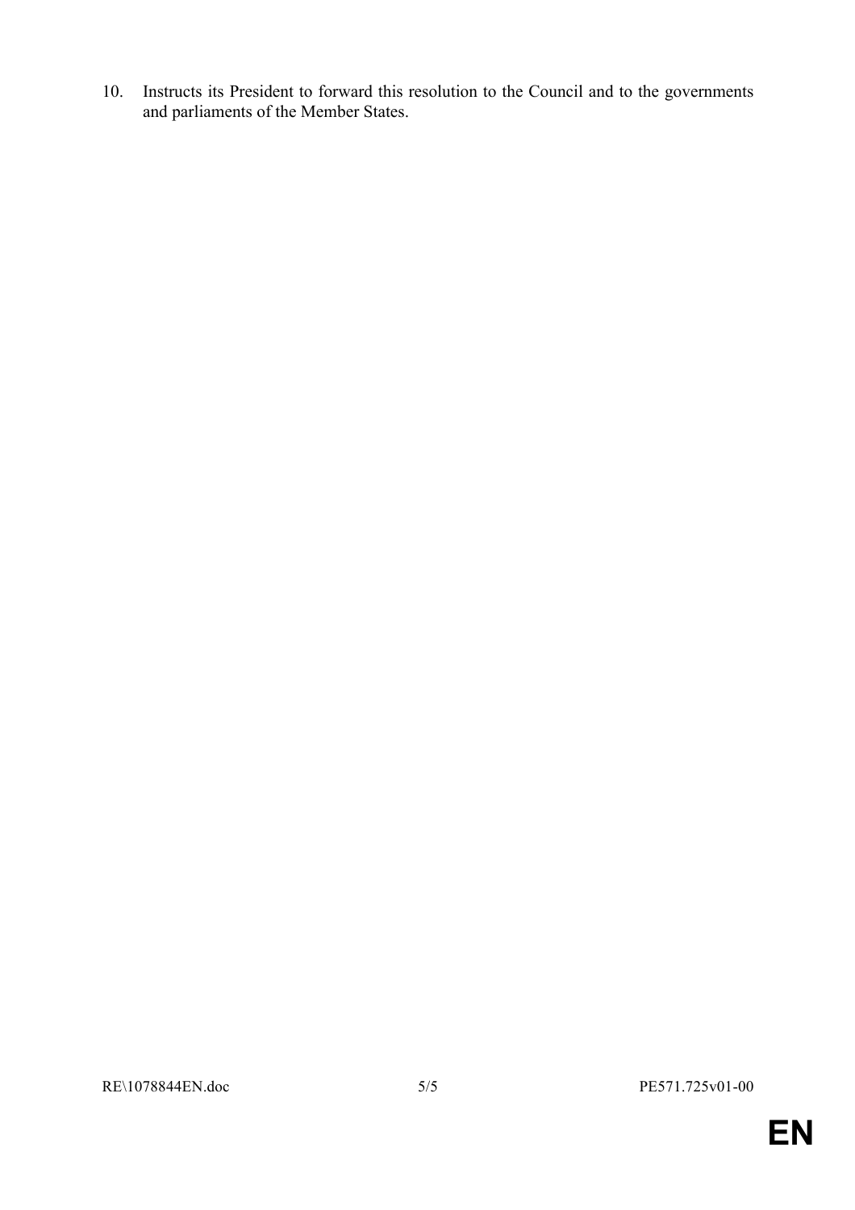10. Instructs its President to forward this resolution to the Council and to the governments and parliaments of the Member States.